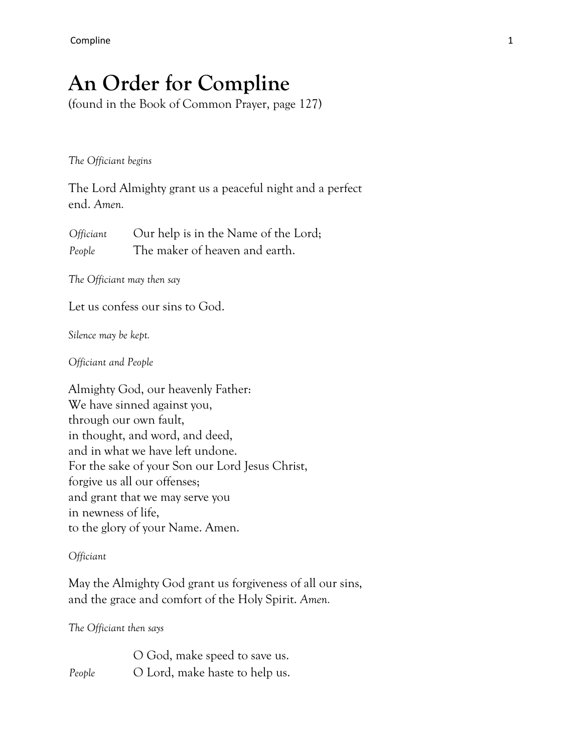# An Order for Compline

(found in the Book of Common Prayer, page 127)

*The Officiant begins*

The Lord Almighty grant us a peaceful night and a perfect end. *Amen.*

*Officiant* Our help is in the Name of the Lord;
*People* The maker of heaven and earth.

*The Officiant may then say*

Let us confess our sins to God.

*Silence may be kept.*

*Officiant and People*

Almighty God, our heavenly Father:
We have sinned against you,
through our own fault,
in thought, and word, and deed,
and in what we have left undone.
For the sake of your Son our Lord Jesus Christ,
forgive us all our offenses;
and grant that we may serve you
in newness of life,
to the glory of your Name. Amen.

*Officiant*

May the Almighty God grant us forgiveness of all our sins, and the grace and comfort of the Holy Spirit. *Amen.*

*The Officiant then says*

O God, make speed to save us.
*People* O Lord, make haste to help us.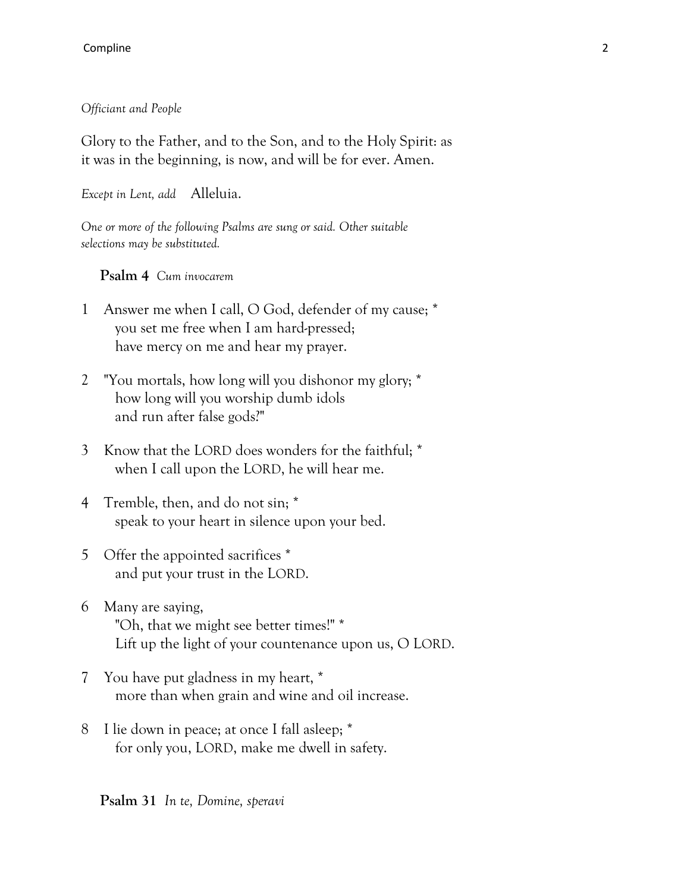*Officiant and People*

Glory to the Father, and to the Son, and to the Holy Spirit: as it was in the beginning, is now, and will be for ever. Amen.

*Except in Lent, add* Alleluia.

*One or more of the following Psalms are sung or said. Other suitable selections may be substituted.*

**Psalm 4** *Cum invocarem*

1 Answer me when I call, O God, defender of my cause; *
  you set me free when I am hard-pressed;
  have mercy on me and hear my prayer.

2 "You mortals, how long will you dishonor my glory; *
  how long will you worship dumb idols
  and run after false gods?"

3 Know that the LORD does wonders for the faithful; *
  when I call upon the LORD, he will hear me.

4 Tremble, then, and do not sin; *
  speak to your heart in silence upon your bed.

5 Offer the appointed sacrifices *
  and put your trust in the LORD.

6 Many are saying,
  "Oh, that we might see better times!" *
  Lift up the light of your countenance upon us, O LORD.

7 You have put gladness in my heart, *
  more than when grain and wine and oil increase.

8 I lie down in peace; at once I fall asleep; *
  for only you, LORD, make me dwell in safety.

**Psalm 31** *In te, Domine, speravi*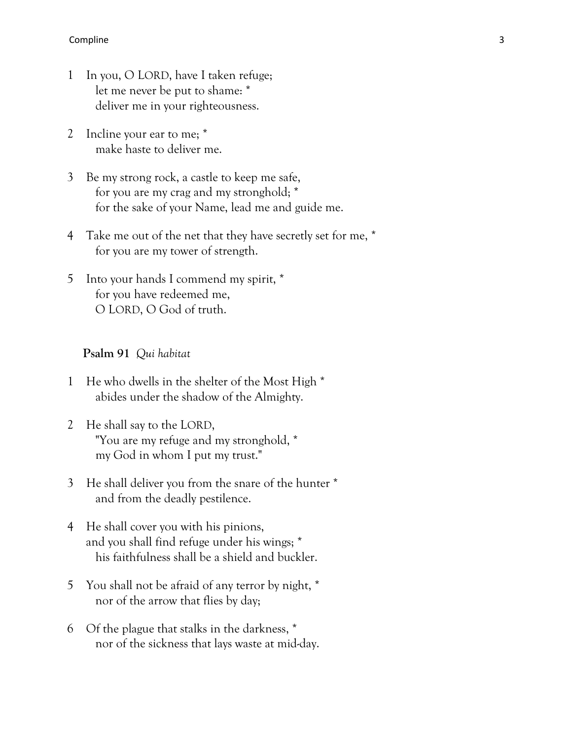1 In you, O LORD, have I taken refuge;
   let me never be put to shame: *
   deliver me in your righteousness.

2 Incline your ear to me; *
   make haste to deliver me.

3 Be my strong rock, a castle to keep me safe,
   for you are my crag and my stronghold; *
   for the sake of your Name, lead me and guide me.

4 Take me out of the net that they have secretly set for me, *
   for you are my tower of strength.

5 Into your hands I commend my spirit, *
   for you have redeemed me,
   O LORD, O God of truth.

**Psalm 91** *Qui habitat*

1 He who dwells in the shelter of the Most High *
   abides under the shadow of the Almighty.

2 He shall say to the LORD,
   "You are my refuge and my stronghold, *
   my God in whom I put my trust."

3 He shall deliver you from the snare of the hunter *
   and from the deadly pestilence.

4 He shall cover you with his pinions,
  and you shall find refuge under his wings; *
   his faithfulness shall be a shield and buckler.

5 You shall not be afraid of any terror by night, *
   nor of the arrow that flies by day;

6 Of the plague that stalks in the darkness, *
   nor of the sickness that lays waste at mid-day.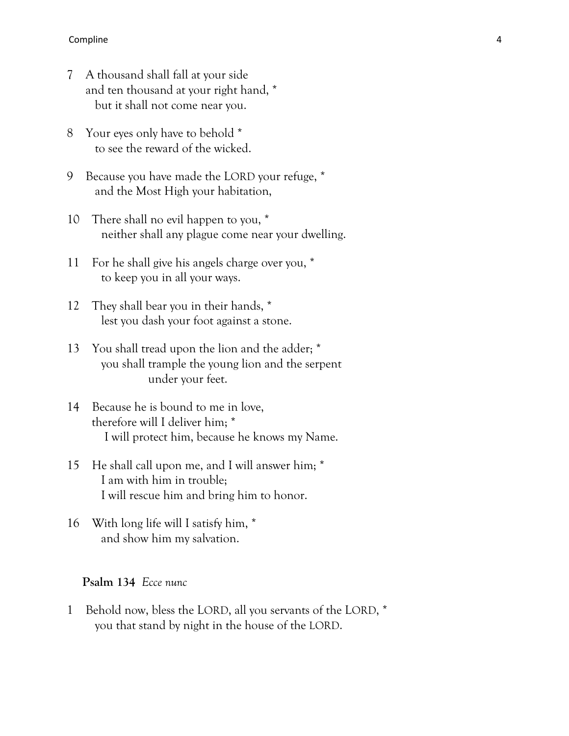7 A thousand shall fall at your side
and ten thousand at your right hand, *
but it shall not come near you.

8 Your eyes only have to behold *
to see the reward of the wicked.

9 Because you have made the LORD your refuge, *
and the Most High your habitation,

10 There shall no evil happen to you, *
neither shall any plague come near your dwelling.

11 For he shall give his angels charge over you, *
to keep you in all your ways.

12 They shall bear you in their hands, *
lest you dash your foot against a stone.

13 You shall tread upon the lion and the adder; *
you shall trample the young lion and the serpent
under your feet.

14 Because he is bound to me in love,
therefore will I deliver him; *
I will protect him, because he knows my Name.

15 He shall call upon me, and I will answer him; *
I am with him in trouble;
I will rescue him and bring him to honor.

16 With long life will I satisfy him, *
and show him my salvation.

**Psalm 134** *Ecce nunc*

1 Behold now, bless the LORD, all you servants of the LORD, *
you that stand by night in the house of the LORD.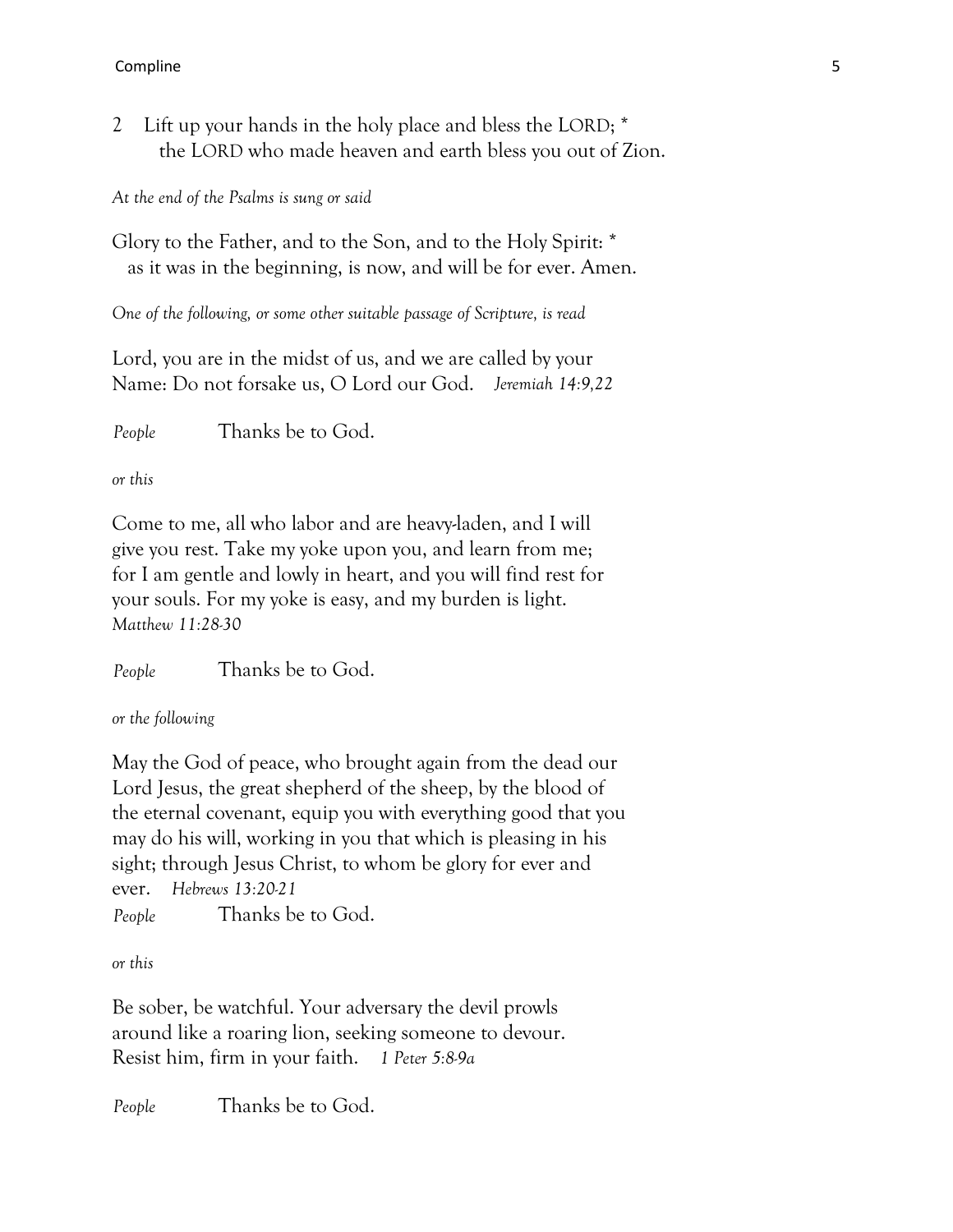2 Lift up your hands in the holy place and bless the LORD; *
the LORD who made heaven and earth bless you out of Zion.

*At the end of the Psalms is sung or said*

Glory to the Father, and to the Son, and to the Holy Spirit: *
as it was in the beginning, is now, and will be for ever. Amen.

*One of the following, or some other suitable passage of Scripture, is read*

Lord, you are in the midst of us, and we are called by your Name: Do not forsake us, O Lord our God. *Jeremiah 14:9,22*

*People* Thanks be to God.

*or this*

Come to me, all who labor and are heavy-laden, and I will give you rest. Take my yoke upon you, and learn from me; for I am gentle and lowly in heart, and you will find rest for your souls. For my yoke is easy, and my burden is light. *Matthew 11:28-30*

*People* Thanks be to God.

*or the following*

May the God of peace, who brought again from the dead our Lord Jesus, the great shepherd of the sheep, by the blood of the eternal covenant, equip you with everything good that you may do his will, working in you that which is pleasing in his sight; through Jesus Christ, to whom be glory for ever and ever. *Hebrews 13:20-21*

*People* Thanks be to God.

*or this*

Be sober, be watchful. Your adversary the devil prowls around like a roaring lion, seeking someone to devour. Resist him, firm in your faith. *1 Peter 5:8-9a*

*People* Thanks be to God.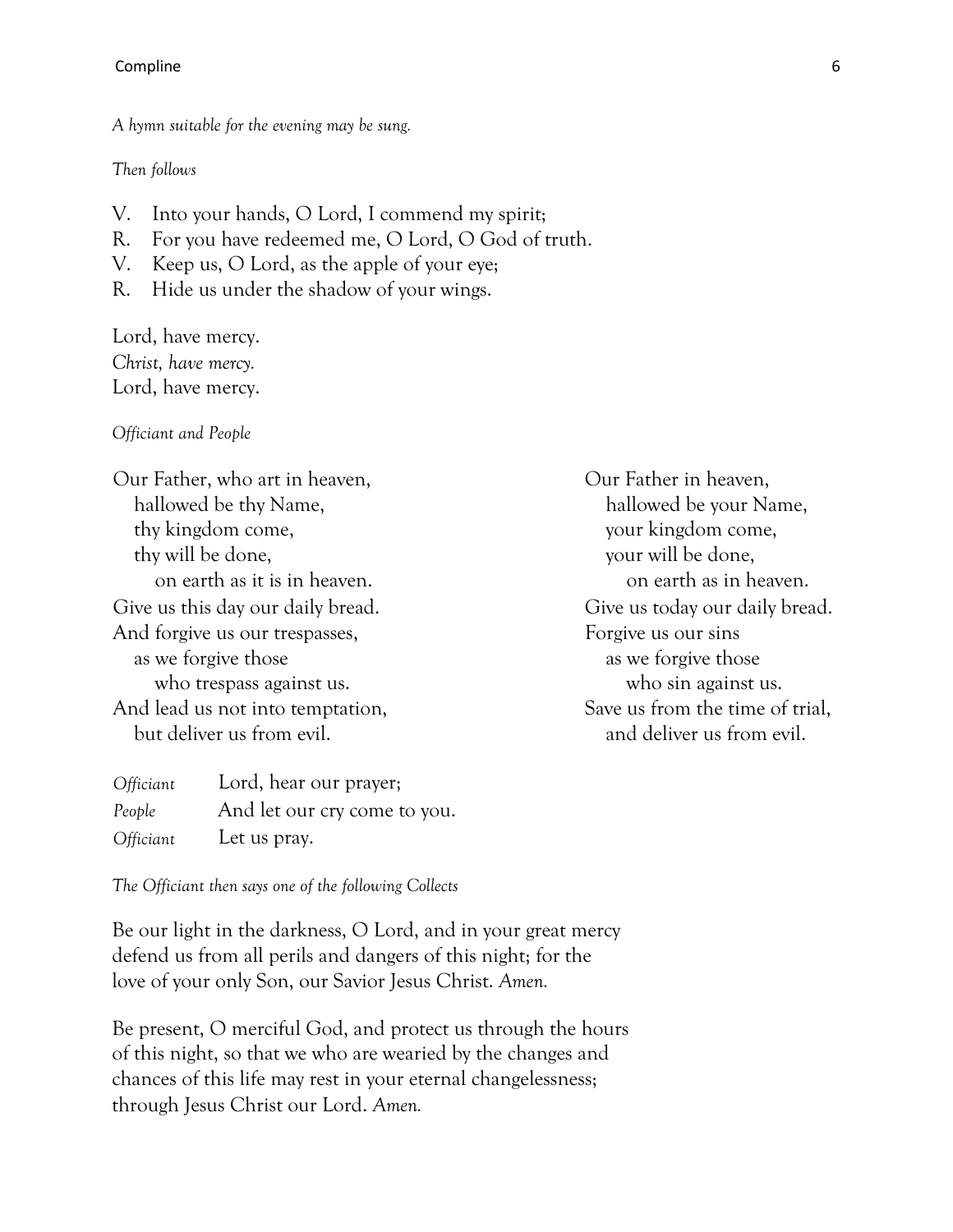*A hymn suitable for the evening may be sung.*

*Then follows*

V. Into your hands, O Lord, I commend my spirit;
R. For you have redeemed me, O Lord, O God of truth.
V. Keep us, O Lord, as the apple of your eye;
R. Hide us under the shadow of your wings.

Lord, have mercy.
*Christ, have mercy.*
Lord, have mercy.

*Officiant and People*

Our Father, who art in heaven,
hallowed be thy Name,
thy kingdom come,
thy will be done,
on earth as it is in heaven.
Give us this day our daily bread.
And forgive us our trespasses,
as we forgive those
who trespass against us.
And lead us not into temptation,
but deliver us from evil.

Our Father in heaven,
hallowed be your Name,
your kingdom come,
your will be done,
on earth as in heaven.
Give us today our daily bread.
Forgive us our sins
as we forgive those
who sin against us.
Save us from the time of trial,
and deliver us from evil.

*Officiant* Lord, hear our prayer;
*People* And let our cry come to you.
*Officiant* Let us pray.

*The Officiant then says one of the following Collects*

Be our light in the darkness, O Lord, and in your great mercy defend us from all perils and dangers of this night; for the love of your only Son, our Savior Jesus Christ. *Amen.*

Be present, O merciful God, and protect us through the hours of this night, so that we who are wearied by the changes and chances of this life may rest in your eternal changelessness; through Jesus Christ our Lord. *Amen.*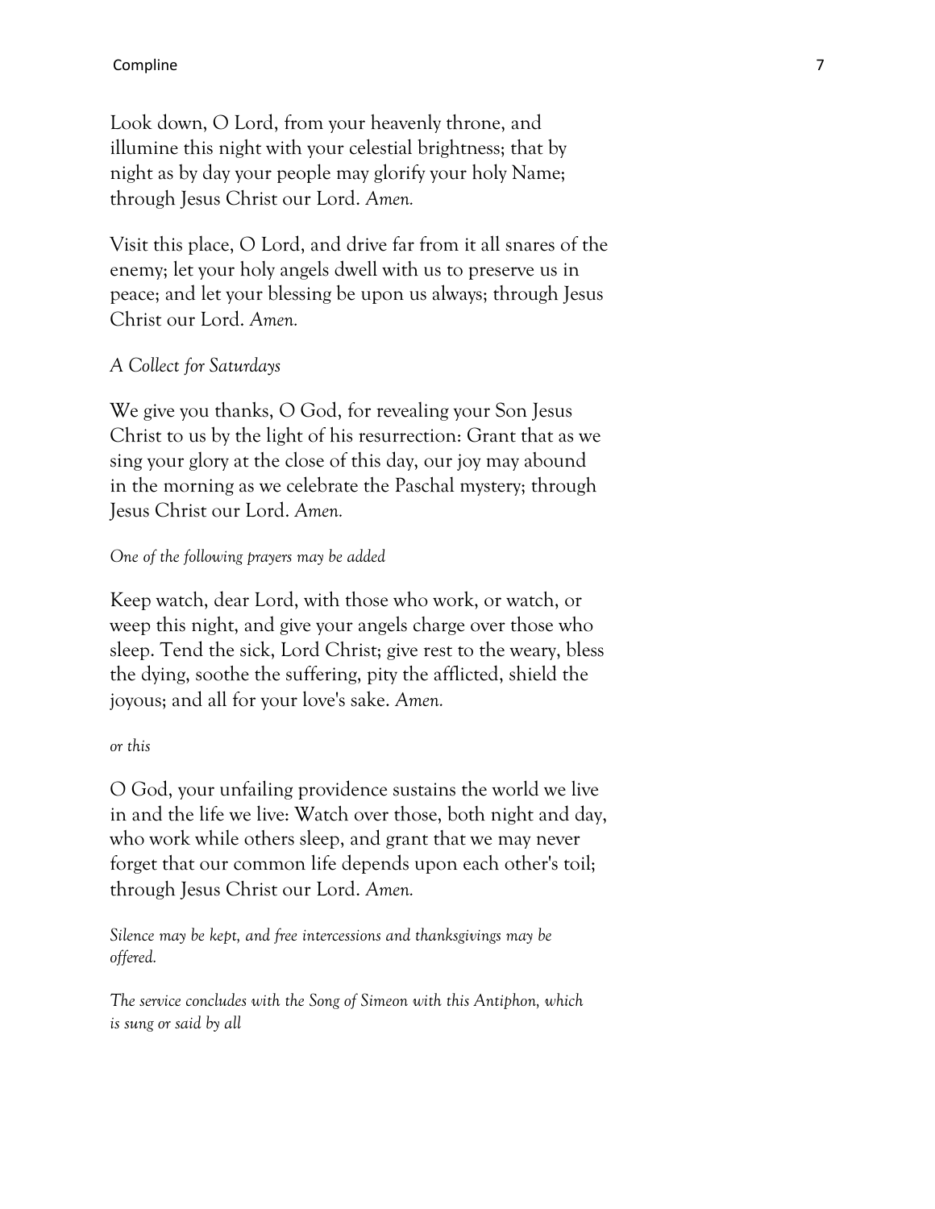Look down, O Lord, from your heavenly throne, and illumine this night with your celestial brightness; that by night as by day your people may glorify your holy Name; through Jesus Christ our Lord. *Amen.*

Visit this place, O Lord, and drive far from it all snares of the enemy; let your holy angels dwell with us to preserve us in peace; and let your blessing be upon us always; through Jesus Christ our Lord. *Amen.*

*A Collect for Saturdays*

We give you thanks, O God, for revealing your Son Jesus Christ to us by the light of his resurrection: Grant that as we sing your glory at the close of this day, our joy may abound in the morning as we celebrate the Paschal mystery; through Jesus Christ our Lord. *Amen.*

*One of the following prayers may be added*

Keep watch, dear Lord, with those who work, or watch, or weep this night, and give your angels charge over those who sleep. Tend the sick, Lord Christ; give rest to the weary, bless the dying, soothe the suffering, pity the afflicted, shield the joyous; and all for your love's sake. *Amen.*

*or this*

O God, your unfailing providence sustains the world we live in and the life we live: Watch over those, both night and day, who work while others sleep, and grant that we may never forget that our common life depends upon each other's toil; through Jesus Christ our Lord. *Amen.*

*Silence may be kept, and free intercessions and thanksgivings may be offered.*

*The service concludes with the Song of Simeon with this Antiphon, which is sung or said by all*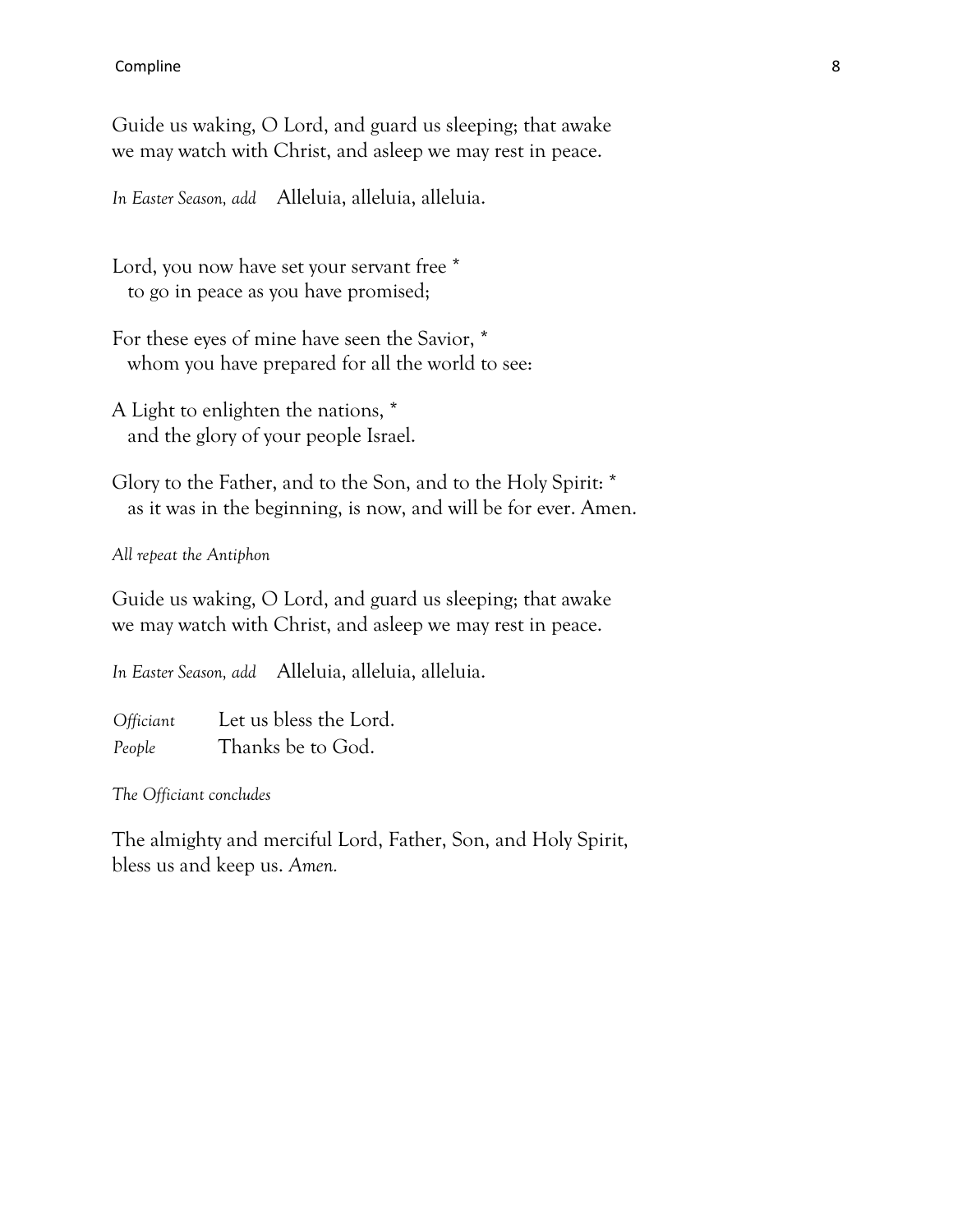Guide us waking, O Lord, and guard us sleeping; that awake we may watch with Christ, and asleep we may rest in peace.

*In Easter Season, add* Alleluia, alleluia, alleluia.

Lord, you now have set your servant free *
  to go in peace as you have promised;

For these eyes of mine have seen the Savior, *
  whom you have prepared for all the world to see:

A Light to enlighten the nations, *
  and the glory of your people Israel.

Glory to the Father, and to the Son, and to the Holy Spirit: *
  as it was in the beginning, is now, and will be for ever. Amen.

*All repeat the Antiphon*

Guide us waking, O Lord, and guard us sleeping; that awake we may watch with Christ, and asleep we may rest in peace.

*In Easter Season, add* Alleluia, alleluia, alleluia.

*Officiant* Let us bless the Lord.
*People* Thanks be to God.

*The Officiant concludes*

The almighty and merciful Lord, Father, Son, and Holy Spirit, bless us and keep us. *Amen.*